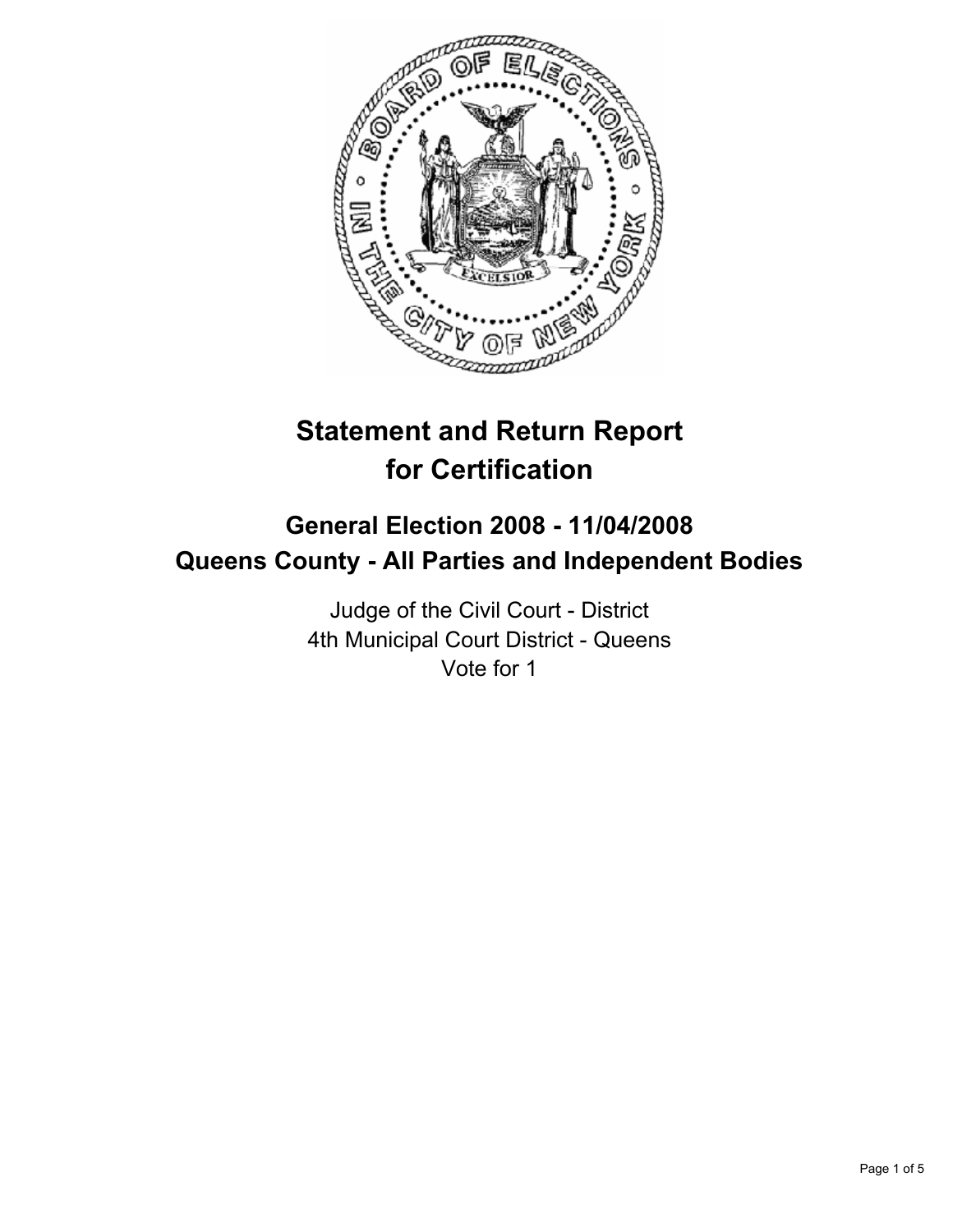# Statement and Return Report for Certification

## General Election 2008 - 11/04/2008
## Queens County - All Parties and Independent Bodies

Judge of the Civil Court - District
4th Municipal Court District - Queens
Vote for 1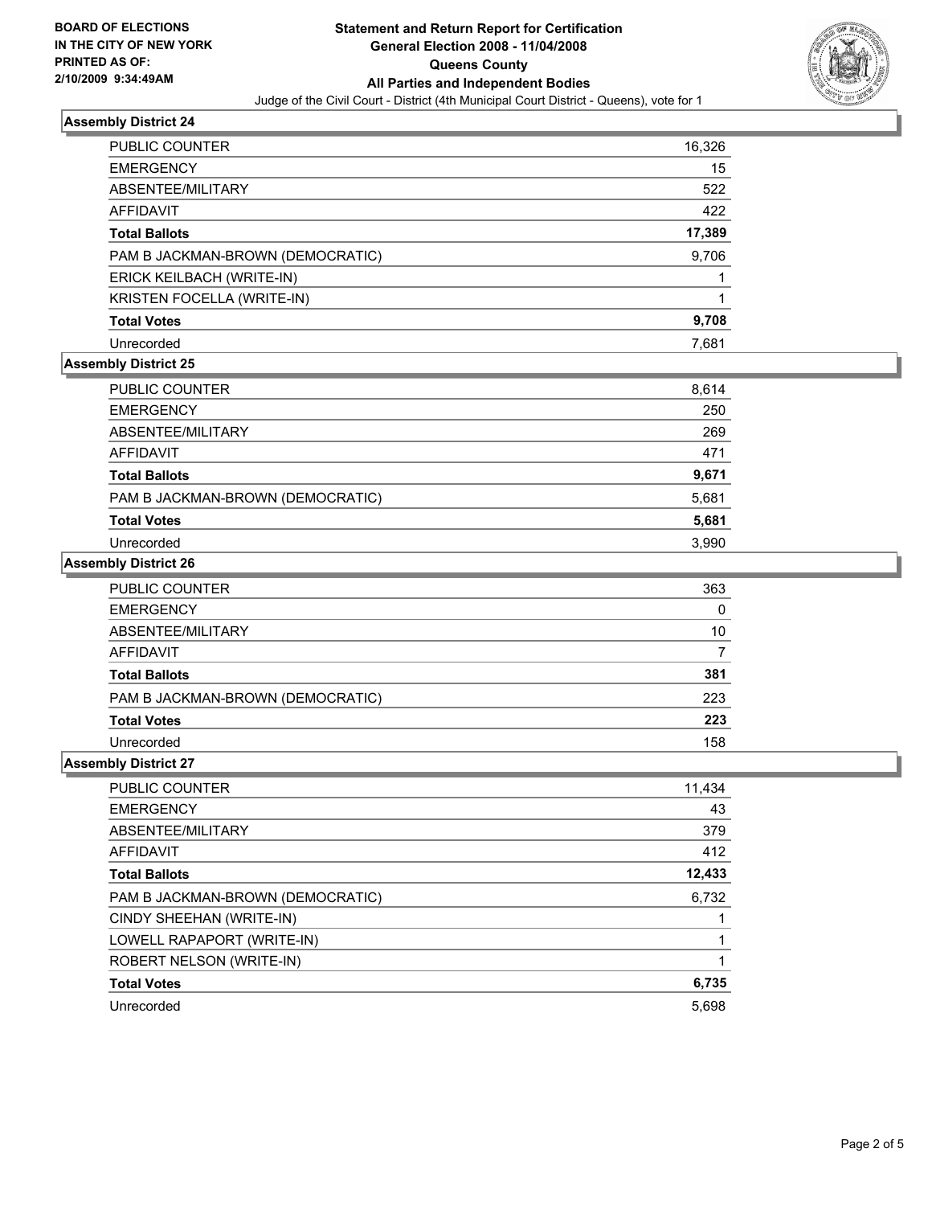BOARD OF ELECTIONS
IN THE CITY OF NEW YORK
PRINTED AS OF:
2/10/2009 9:34:49AM

# Statement and Return Report for Certification
## General Election 2008 - 11/04/2008
## Queens County
## All Parties and Independent Bodies

Judge of the Civil Court - District (4th Municipal Court District - Queens), vote for 1

### Assembly District 24

| | |
|---|---|
| PUBLIC COUNTER | 16,326 |
| EMERGENCY | 15 |
| ABSENTEE/MILITARY | 522 |
| AFFIDAVIT | 422 |
| **Total Ballots** | **17,389** |
| PAM B JACKMAN-BROWN (DEMOCRATIC) | 9,706 |
| ERICK KEILBACH (WRITE-IN) | 1 |
| KRISTEN FOCELLA (WRITE-IN) | 1 |
| **Total Votes** | **9,708** |
| Unrecorded | 7,681 |

### Assembly District 25

| | |
|---|---|
| PUBLIC COUNTER | 8,614 |
| EMERGENCY | 250 |
| ABSENTEE/MILITARY | 269 |
| AFFIDAVIT | 471 |
| **Total Ballots** | **9,671** |
| PAM B JACKMAN-BROWN (DEMOCRATIC) | 5,681 |
| **Total Votes** | **5,681** |
| Unrecorded | 3,990 |

### Assembly District 26

| | |
|---|---|
| PUBLIC COUNTER | 363 |
| EMERGENCY | 0 |
| ABSENTEE/MILITARY | 10 |
| AFFIDAVIT | 7 |
| **Total Ballots** | **381** |
| PAM B JACKMAN-BROWN (DEMOCRATIC) | 223 |
| **Total Votes** | **223** |
| Unrecorded | 158 |

### Assembly District 27

| | |
|---|---|
| PUBLIC COUNTER | 11,434 |
| EMERGENCY | 43 |
| ABSENTEE/MILITARY | 379 |
| AFFIDAVIT | 412 |
| **Total Ballots** | **12,433** |
| PAM B JACKMAN-BROWN (DEMOCRATIC) | 6,732 |
| CINDY SHEEHAN (WRITE-IN) | 1 |
| LOWELL RAPAPORT (WRITE-IN) | 1 |
| ROBERT NELSON (WRITE-IN) | 1 |
| **Total Votes** | **6,735** |
| Unrecorded | 5,698 |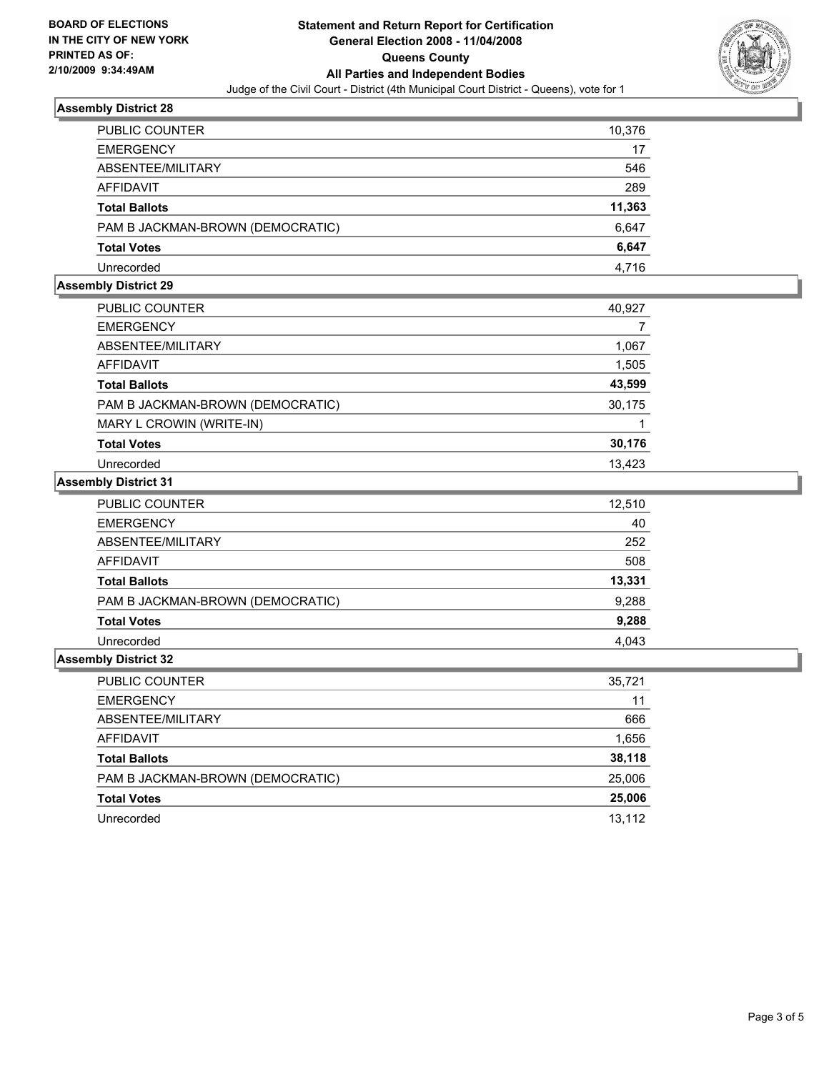**BOARD OF ELECTIONS IN THE CITY OF NEW YORK PRINTED AS OF: 2/10/2009 9:34:49AM**

# Statement and Return Report for Certification
## General Election 2008 - 11/04/2008
## Queens County
## All Parties and Independent Bodies

Judge of the Civil Court - District (4th Municipal Court District - Queens), vote for 1

### Assembly District 28

| | |
|---|---|
| PUBLIC COUNTER | 10,376 |
| EMERGENCY | 17 |
| ABSENTEE/MILITARY | 546 |
| AFFIDAVIT | 289 |
| **Total Ballots** | **11,363** |
| PAM B JACKMAN-BROWN (DEMOCRATIC) | 6,647 |
| **Total Votes** | **6,647** |
| Unrecorded | 4,716 |

### Assembly District 29

| | |
|---|---|
| PUBLIC COUNTER | 40,927 |
| EMERGENCY | 7 |
| ABSENTEE/MILITARY | 1,067 |
| AFFIDAVIT | 1,505 |
| **Total Ballots** | **43,599** |
| PAM B JACKMAN-BROWN (DEMOCRATIC) | 30,175 |
| MARY L CROWIN (WRITE-IN) | 1 |
| **Total Votes** | **30,176** |
| Unrecorded | 13,423 |

### Assembly District 31

| | |
|---|---|
| PUBLIC COUNTER | 12,510 |
| EMERGENCY | 40 |
| ABSENTEE/MILITARY | 252 |
| AFFIDAVIT | 508 |
| **Total Ballots** | **13,331** |
| PAM B JACKMAN-BROWN (DEMOCRATIC) | 9,288 |
| **Total Votes** | **9,288** |
| Unrecorded | 4,043 |

### Assembly District 32

| | |
|---|---|
| PUBLIC COUNTER | 35,721 |
| EMERGENCY | 11 |
| ABSENTEE/MILITARY | 666 |
| AFFIDAVIT | 1,656 |
| **Total Ballots** | **38,118** |
| PAM B JACKMAN-BROWN (DEMOCRATIC) | 25,006 |
| **Total Votes** | **25,006** |
| Unrecorded | 13,112 |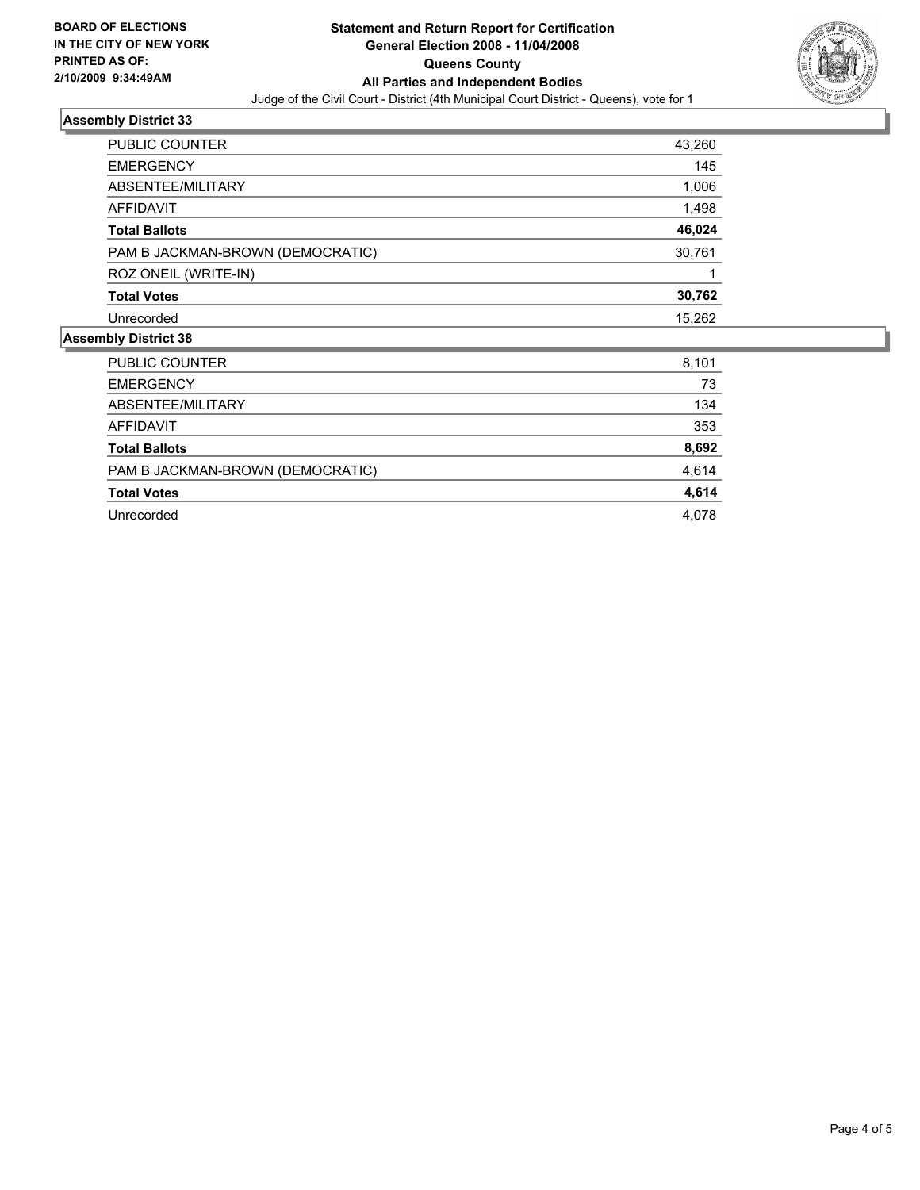**BOARD OF ELECTIONS IN THE CITY OF NEW YORK PRINTED AS OF: 2/10/2009 9:34:49AM**

# Statement and Return Report for Certification
## General Election 2008 - 11/04/2008
## Queens County
## All Parties and Independent Bodies

Judge of the Civil Court - District (4th Municipal Court District - Queens), vote for 1

### Assembly District 33

| | |
|---|---|
| PUBLIC COUNTER | 43,260 |
| EMERGENCY | 145 |
| ABSENTEE/MILITARY | 1,006 |
| AFFIDAVIT | 1,498 |
| **Total Ballots** | **46,024** |
| PAM B JACKMAN-BROWN (DEMOCRATIC) | 30,761 |
| ROZ ONEIL (WRITE-IN) | 1 |
| **Total Votes** | **30,762** |
| Unrecorded | 15,262 |

### Assembly District 38

| | |
|---|---|
| PUBLIC COUNTER | 8,101 |
| EMERGENCY | 73 |
| ABSENTEE/MILITARY | 134 |
| AFFIDAVIT | 353 |
| **Total Ballots** | **8,692** |
| PAM B JACKMAN-BROWN (DEMOCRATIC) | 4,614 |
| **Total Votes** | **4,614** |
| Unrecorded | 4,078 |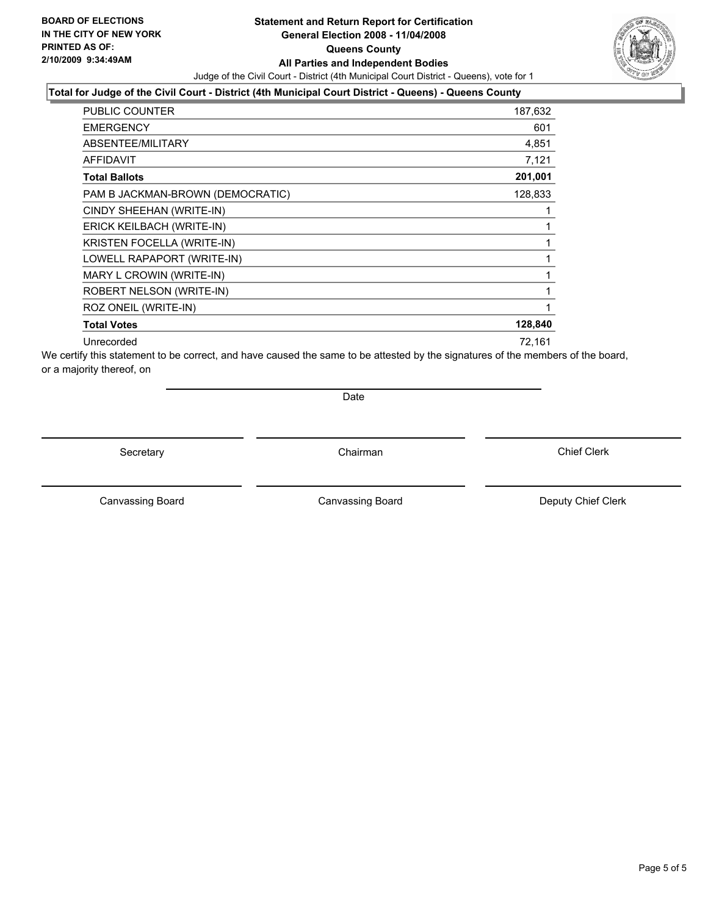**BOARD OF ELECTIONS IN THE CITY OF NEW YORK PRINTED AS OF: 2/10/2009 9:34:49AM**

**Statement and Return Report for Certification**
**General Election 2008 - 11/04/2008**
**Queens County**
**All Parties and Independent Bodies**

Judge of the Civil Court - District (4th Municipal Court District - Queens), vote for 1

**Total for Judge of the Civil Court - District (4th Municipal Court District - Queens) - Queens County**

| | |
|---|---|
| PUBLIC COUNTER | 187,632 |
| EMERGENCY | 601 |
| ABSENTEE/MILITARY | 4,851 |
| AFFIDAVIT | 7,121 |
| **Total Ballots** | **201,001** |
| PAM B JACKMAN-BROWN (DEMOCRATIC) | 128,833 |
| CINDY SHEEHAN (WRITE-IN) | 1 |
| ERICK KEILBACH (WRITE-IN) | 1 |
| KRISTEN FOCELLA (WRITE-IN) | 1 |
| LOWELL RAPAPORT (WRITE-IN) | 1 |
| MARY L CROWIN (WRITE-IN) | 1 |
| ROBERT NELSON (WRITE-IN) | 1 |
| ROZ ONEIL (WRITE-IN) | 1 |
| **Total Votes** | **128,840** |
| Unrecorded | 72,161 |

We certify this statement to be correct, and have caused the same to be attested by the signatures of the members of the board, or a majority thereof, on

Date

Secretary | Chairman | Chief Clerk

Canvassing Board | Canvassing Board | Deputy Chief Clerk